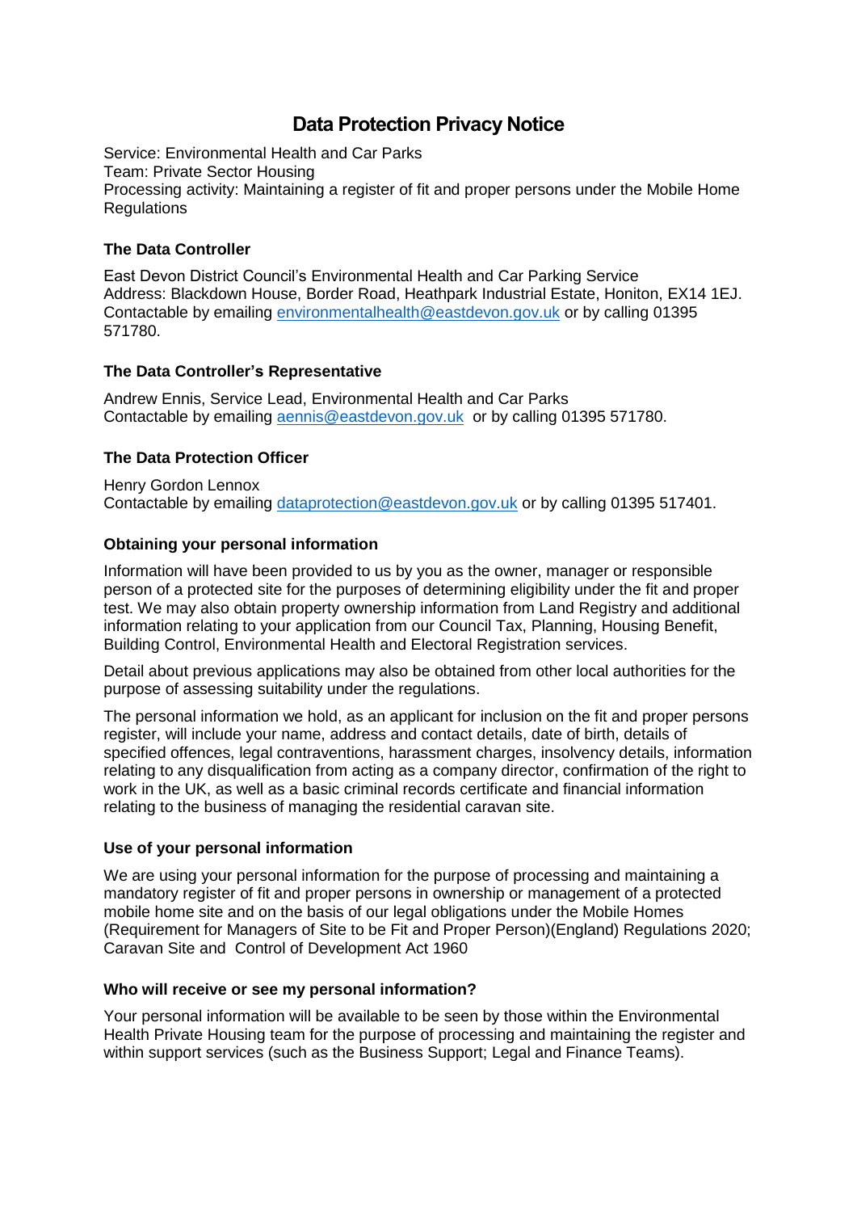# Data Protection Privacy Notice

Service: Environmental Health and Car Parks
Team: Private Sector Housing
Processing activity: Maintaining a register of fit and proper persons under the Mobile Home Regulations

### The Data Controller

East Devon District Council's Environmental Health and Car Parking Service
Address: Blackdown House, Border Road, Heathpark Industrial Estate, Honiton, EX14 1EJ.
Contactable by emailing environmentalhealth@eastdevon.gov.uk or by calling 01395 571780.

### The Data Controller's Representative

Andrew Ennis, Service Lead, Environmental Health and Car Parks
Contactable by emailing aennis@eastdevon.gov.uk or by calling 01395 571780.

### The Data Protection Officer

Henry Gordon Lennox
Contactable by emailing dataprotection@eastdevon.gov.uk or by calling 01395 517401.

### Obtaining your personal information

Information will have been provided to us by you as the owner, manager or responsible person of a protected site for the purposes of determining eligibility under the fit and proper test. We may also obtain property ownership information from Land Registry and additional information relating to your application from our Council Tax, Planning, Housing Benefit, Building Control, Environmental Health and Electoral Registration services.

Detail about previous applications may also be obtained from other local authorities for the purpose of assessing suitability under the regulations.

The personal information we hold, as an applicant for inclusion on the fit and proper persons register, will include your name, address and contact details, date of birth, details of specified offences, legal contraventions, harassment charges, insolvency details, information relating to any disqualification from acting as a company director, confirmation of the right to work in the UK, as well as a basic criminal records certificate and financial information relating to the business of managing the residential caravan site.

### Use of your personal information

We are using your personal information for the purpose of processing and maintaining a mandatory register of fit and proper persons in ownership or management of a protected mobile home site and on the basis of our legal obligations under the Mobile Homes (Requirement for Managers of Site to be Fit and Proper Person)(England) Regulations 2020; Caravan Site and Control of Development Act 1960

### Who will receive or see my personal information?

Your personal information will be available to be seen by those within the Environmental Health Private Housing team for the purpose of processing and maintaining the register and within support services (such as the Business Support; Legal and Finance Teams).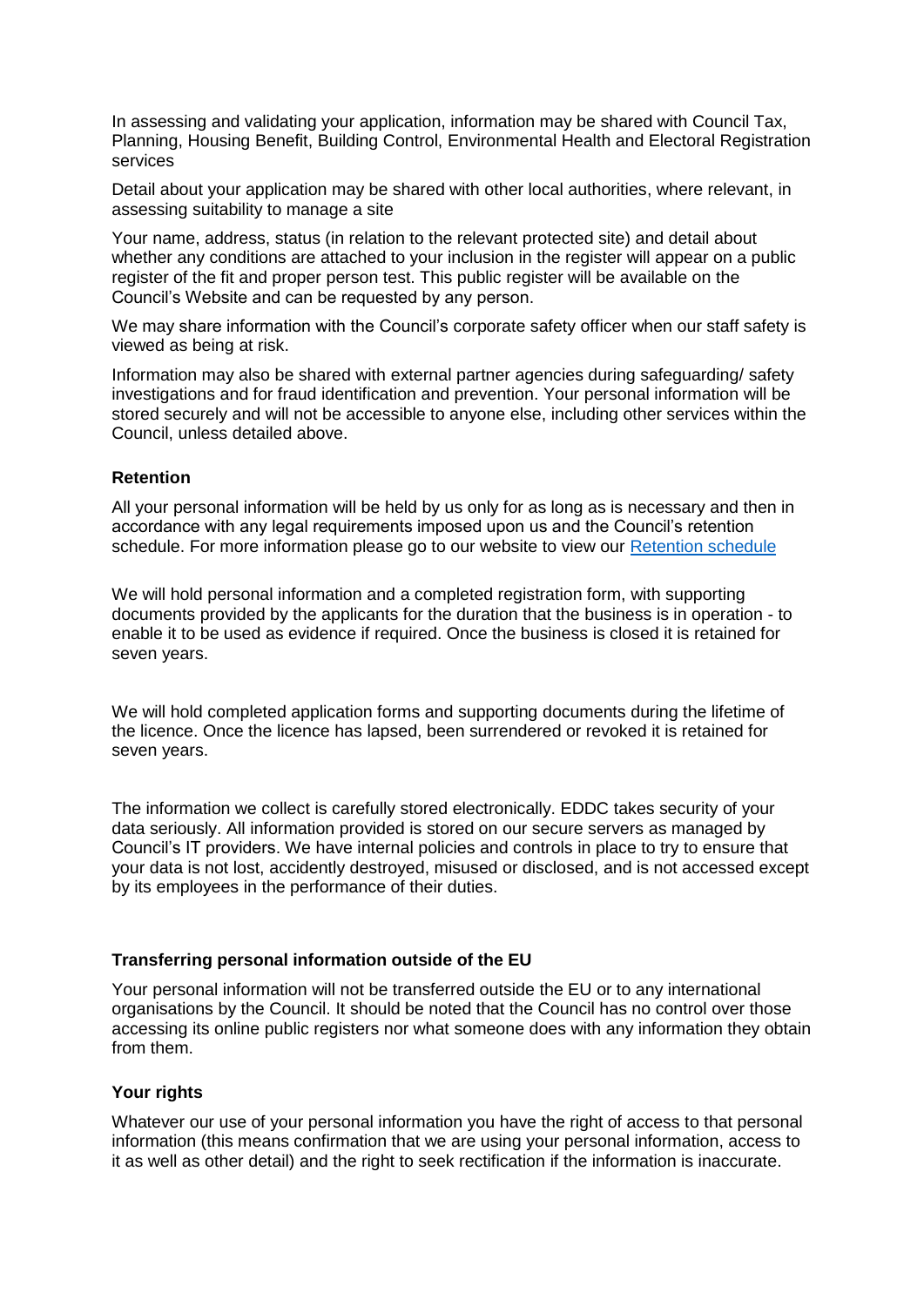In assessing and validating your application, information may be shared with Council Tax, Planning, Housing Benefit, Building Control, Environmental Health and Electoral Registration services

Detail about your application may be shared with other local authorities, where relevant, in assessing suitability to manage a site

Your name, address, status (in relation to the relevant protected site) and detail about whether any conditions are attached to your inclusion in the register will appear on a public register of the fit and proper person test. This public register will be available on the Council's Website and can be requested by any person.

We may share information with the Council's corporate safety officer when our staff safety is viewed as being at risk.

Information may also be shared with external partner agencies during safeguarding/ safety investigations and for fraud identification and prevention. Your personal information will be stored securely and will not be accessible to anyone else, including other services within the Council, unless detailed above.

**Retention**

All your personal information will be held by us only for as long as is necessary and then in accordance with any legal requirements imposed upon us and the Council's retention schedule. For more information please go to our website to view our Retention schedule

We will hold personal information and a completed registration form, with supporting documents provided by the applicants for the duration that the business is in operation - to enable it to be used as evidence if required. Once the business is closed it is retained for seven years.

We will hold completed application forms and supporting documents during the lifetime of the licence. Once the licence has lapsed, been surrendered or revoked it is retained for seven years.

The information we collect is carefully stored electronically. EDDC takes security of your data seriously. All information provided is stored on our secure servers as managed by Council's IT providers. We have internal policies and controls in place to try to ensure that your data is not lost, accidently destroyed, misused or disclosed, and is not accessed except by its employees in the performance of their duties.

**Transferring personal information outside of the EU**

Your personal information will not be transferred outside the EU or to any international organisations by the Council. It should be noted that the Council has no control over those accessing its online public registers nor what someone does with any information they obtain from them.

**Your rights**

Whatever our use of your personal information you have the right of access to that personal information (this means confirmation that we are using your personal information, access to it as well as other detail) and the right to seek rectification if the information is inaccurate.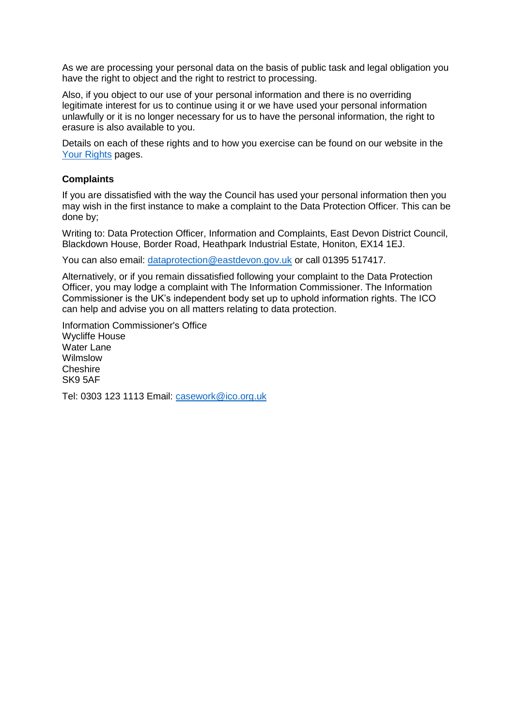As we are processing your personal data on the basis of public task and legal obligation you have the right to object and the right to restrict to processing.

Also, if you object to our use of your personal information and there is no overriding legitimate interest for us to continue using it or we have used your personal information unlawfully or it is no longer necessary for us to have the personal information, the right to erasure is also available to you.

Details on each of these rights and to how you exercise can be found on our website in the Your Rights pages.

**Complaints**

If you are dissatisfied with the way the Council has used your personal information then you may wish in the first instance to make a complaint to the Data Protection Officer. This can be done by;

Writing to: Data Protection Officer, Information and Complaints, East Devon District Council, Blackdown House, Border Road, Heathpark Industrial Estate, Honiton, EX14 1EJ.

You can also email: dataprotection@eastdevon.gov.uk or call 01395 517417.

Alternatively, or if you remain dissatisfied following your complaint to the Data Protection Officer, you may lodge a complaint with The Information Commissioner. The Information Commissioner is the UK's independent body set up to uphold information rights. The ICO can help and advise you on all matters relating to data protection.

Information Commissioner's Office
Wycliffe House
Water Lane
Wilmslow
Cheshire
SK9 5AF

Tel: 0303 123 1113 Email: casework@ico.org.uk